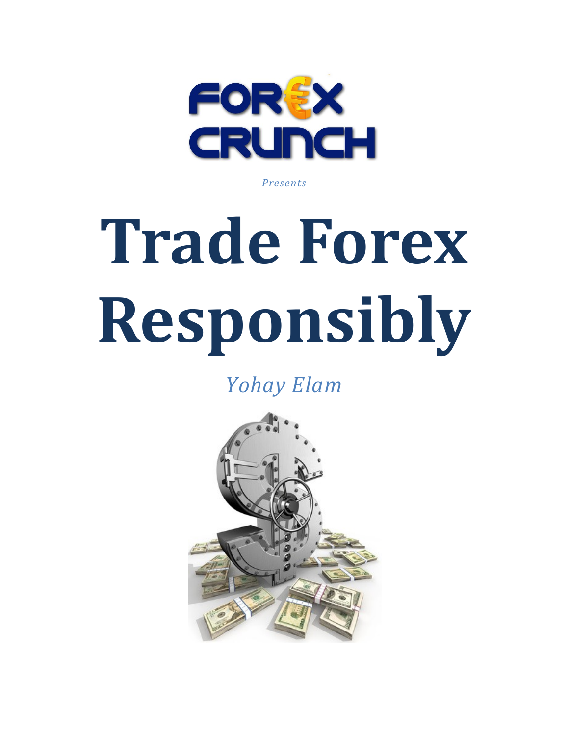FOREX CRUNCH

*Presents*

# Trade Forex Responsibly

*Yohay Elam*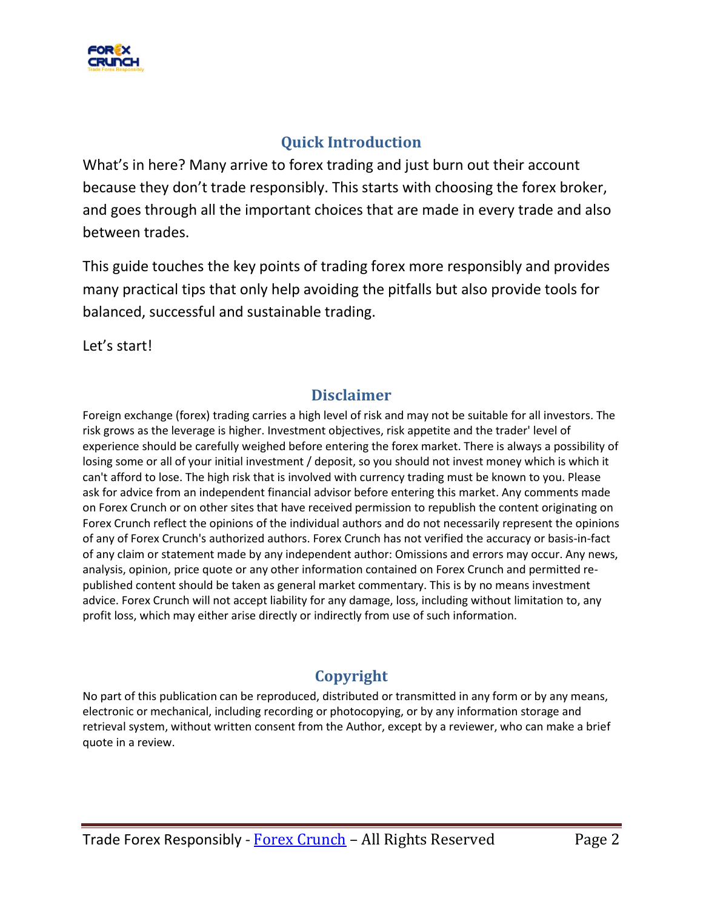## Quick Introduction

What's in here? Many arrive to forex trading and just burn out their account because they don't trade responsibly. This starts with choosing the forex broker, and goes through all the important choices that are made in every trade and also between trades.

This guide touches the key points of trading forex more responsibly and provides many practical tips that only help avoiding the pitfalls but also provide tools for balanced, successful and sustainable trading.

Let's start!

## Disclaimer

Foreign exchange (forex) trading carries a high level of risk and may not be suitable for all investors. The risk grows as the leverage is higher. Investment objectives, risk appetite and the trader' level of experience should be carefully weighed before entering the forex market. There is always a possibility of losing some or all of your initial investment / deposit, so you should not invest money which is which it can't afford to lose. The high risk that is involved with currency trading must be known to you. Please ask for advice from an independent financial advisor before entering this market. Any comments made on Forex Crunch or on other sites that have received permission to republish the content originating on Forex Crunch reflect the opinions of the individual authors and do not necessarily represent the opinions of any of Forex Crunch's authorized authors. Forex Crunch has not verified the accuracy or basis-in-fact of any claim or statement made by any independent author: Omissions and errors may occur. Any news, analysis, opinion, price quote or any other information contained on Forex Crunch and permitted re-published content should be taken as general market commentary. This is by no means investment advice. Forex Crunch will not accept liability for any damage, loss, including without limitation to, any profit loss, which may either arise directly or indirectly from use of such information.

## Copyright

No part of this publication can be reproduced, distributed or transmitted in any form or by any means, electronic or mechanical, including recording or photocopying, or by any information storage and retrieval system, without written consent from the Author, except by a reviewer, who can make a brief quote in a review.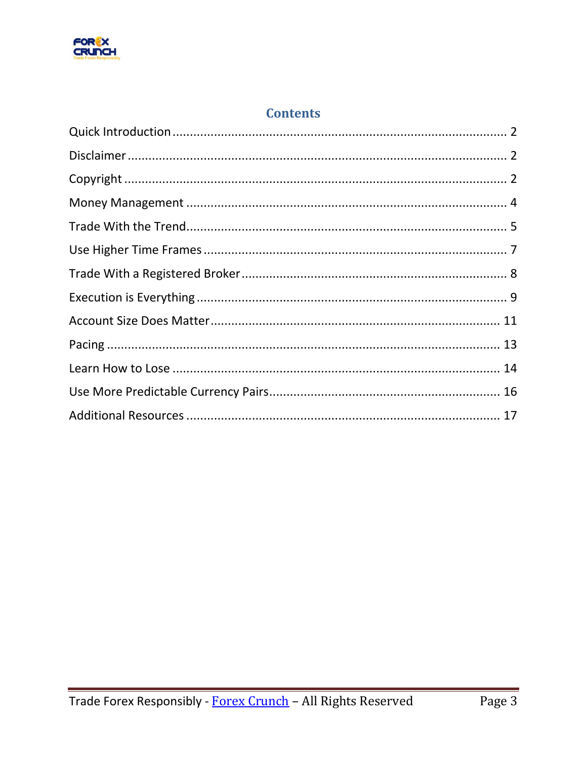## Contents

Quick Introduction ........................................................................................ 2

Disclaimer ...................................................................................................... 2

Copyright ....................................................................................................... 2

Money Management ....................................................................................... 4

Trade With the Trend...................................................................................... 5

Use Higher Time Frames ................................................................................ 7

Trade With a Registered Broker ...................................................................... 8

Execution is Everything ................................................................................... 9

Account Size Does Matter ............................................................................ 11

Pacing .......................................................................................................... 13

Learn How to Lose ....................................................................................... 14

Use More Predictable Currency Pairs ........................................................... 16

Additional Resources .................................................................................... 17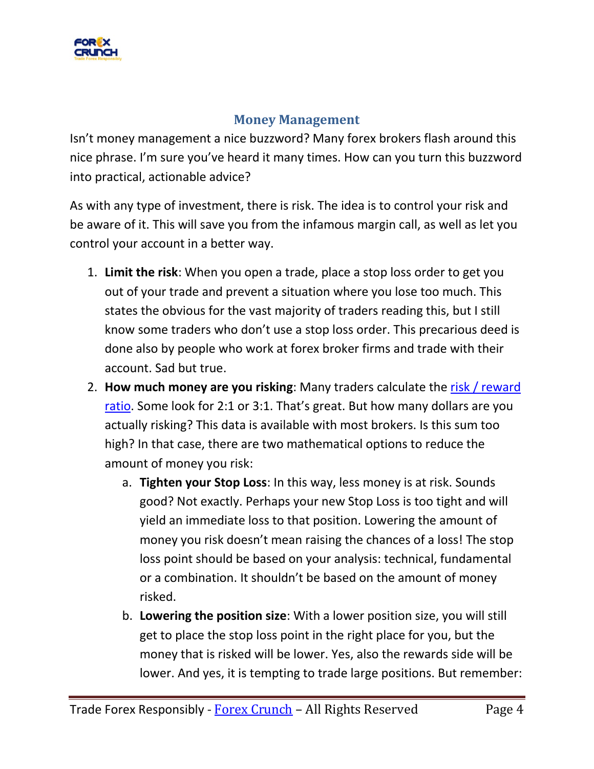## Money Management

Isn't money management a nice buzzword? Many forex brokers flash around this nice phrase. I'm sure you've heard it many times. How can you turn this buzzword into practical, actionable advice?

As with any type of investment, there is risk. The idea is to control your risk and be aware of it. This will save you from the infamous margin call, as well as let you control your account in a better way.

1. **Limit the risk**: When you open a trade, place a stop loss order to get you out of your trade and prevent a situation where you lose too much. This states the obvious for the vast majority of traders reading this, but I still know some traders who don't use a stop loss order. This precarious deed is done also by people who work at forex broker firms and trade with their account. Sad but true.
2. **How much money are you risking**: Many traders calculate the risk / reward ratio. Some look for 2:1 or 3:1. That's great. But how many dollars are you actually risking? This data is available with most brokers. Is this sum too high? In that case, there are two mathematical options to reduce the amount of money you risk:
   a. **Tighten your Stop Loss**: In this way, less money is at risk. Sounds good? Not exactly. Perhaps your new Stop Loss is too tight and will yield an immediate loss to that position. Lowering the amount of money you risk doesn't mean raising the chances of a loss! The stop loss point should be based on your analysis: technical, fundamental or a combination. It shouldn't be based on the amount of money risked.
   b. **Lowering the position size**: With a lower position size, you will still get to place the stop loss point in the right place for you, but the money that is risked will be lower. Yes, also the rewards side will be lower. And yes, it is tempting to trade large positions. But remember: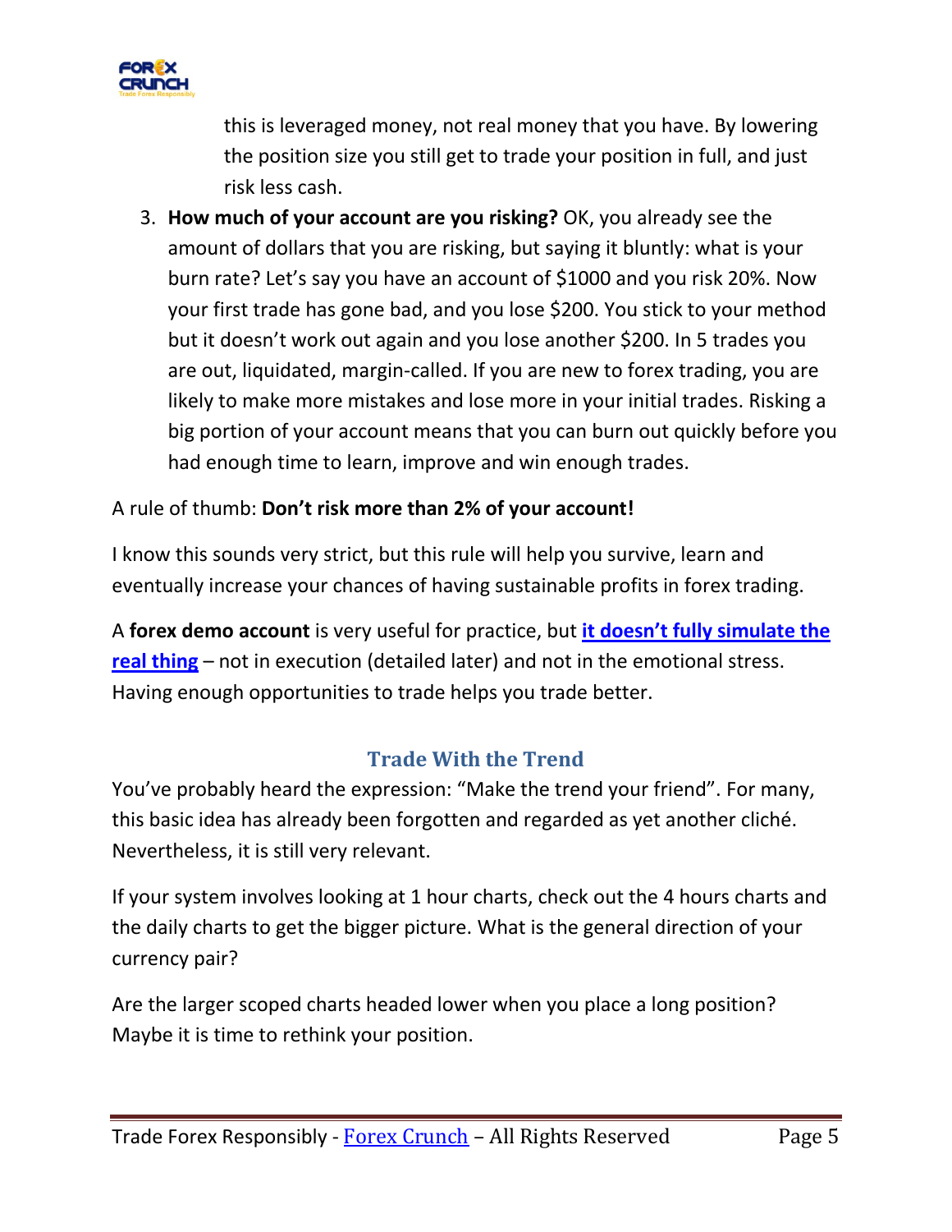this is leveraged money, not real money that you have. By lowering the position size you still get to trade your position in full, and just risk less cash.

3. **How much of your account are you risking?** OK, you already see the amount of dollars that you are risking, but saying it bluntly: what is your burn rate? Let's say you have an account of $1000 and you risk 20%. Now your first trade has gone bad, and you lose $200. You stick to your method but it doesn't work out again and you lose another $200. In 5 trades you are out, liquidated, margin-called. If you are new to forex trading, you are likely to make more mistakes and lose more in your initial trades. Risking a big portion of your account means that you can burn out quickly before you had enough time to learn, improve and win enough trades.

A rule of thumb: **Don't risk more than 2% of your account!**

I know this sounds very strict, but this rule will help you survive, learn and eventually increase your chances of having sustainable profits in forex trading.

A **forex demo account** is very useful for practice, but **it doesn't fully simulate the real thing** – not in execution (detailed later) and not in the emotional stress. Having enough opportunities to trade helps you trade better.

## Trade With the Trend

You've probably heard the expression: "Make the trend your friend". For many, this basic idea has already been forgotten and regarded as yet another cliché. Nevertheless, it is still very relevant.

If your system involves looking at 1 hour charts, check out the 4 hours charts and the daily charts to get the bigger picture. What is the general direction of your currency pair?

Are the larger scoped charts headed lower when you place a long position? Maybe it is time to rethink your position.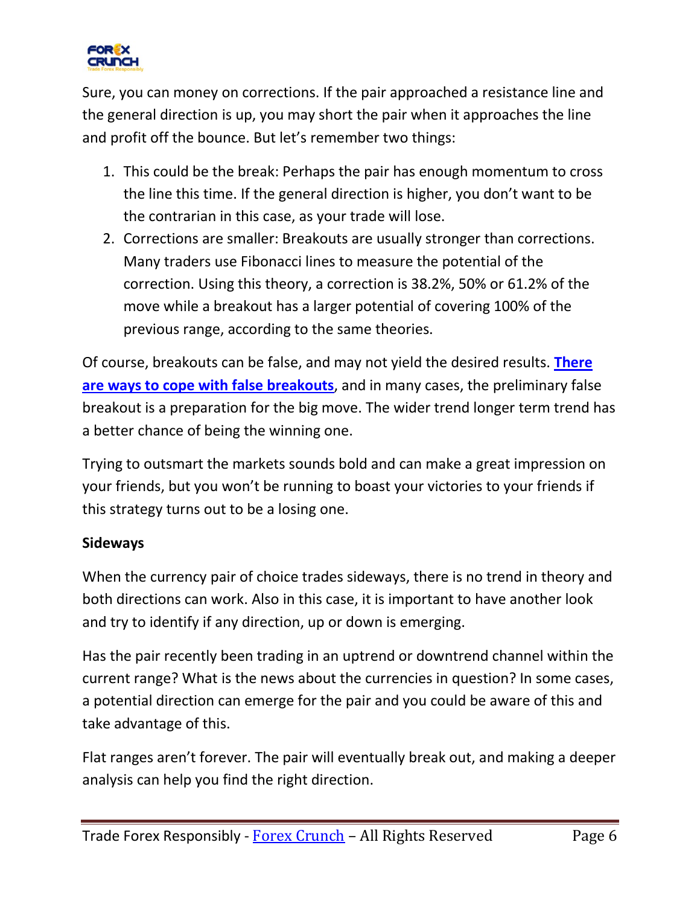Sure, you can money on corrections. If the pair approached a resistance line and the general direction is up, you may short the pair when it approaches the line and profit off the bounce. But let's remember two things:

1. This could be the break: Perhaps the pair has enough momentum to cross the line this time. If the general direction is higher, you don't want to be the contrarian in this case, as your trade will lose.
2. Corrections are smaller: Breakouts are usually stronger than corrections. Many traders use Fibonacci lines to measure the potential of the correction. Using this theory, a correction is 38.2%, 50% or 61.2% of the move while a breakout has a larger potential of covering 100% of the previous range, according to the same theories.

Of course, breakouts can be false, and may not yield the desired results. **There are ways to cope with false breakouts**, and in many cases, the preliminary false breakout is a preparation for the big move. The wider trend longer term trend has a better chance of being the winning one.

Trying to outsmart the markets sounds bold and can make a great impression on your friends, but you won't be running to boast your victories to your friends if this strategy turns out to be a losing one.

**Sideways**

When the currency pair of choice trades sideways, there is no trend in theory and both directions can work. Also in this case, it is important to have another look and try to identify if any direction, up or down is emerging.

Has the pair recently been trading in an uptrend or downtrend channel within the current range? What is the news about the currencies in question? In some cases, a potential direction can emerge for the pair and you could be aware of this and take advantage of this.

Flat ranges aren't forever. The pair will eventually break out, and making a deeper analysis can help you find the right direction.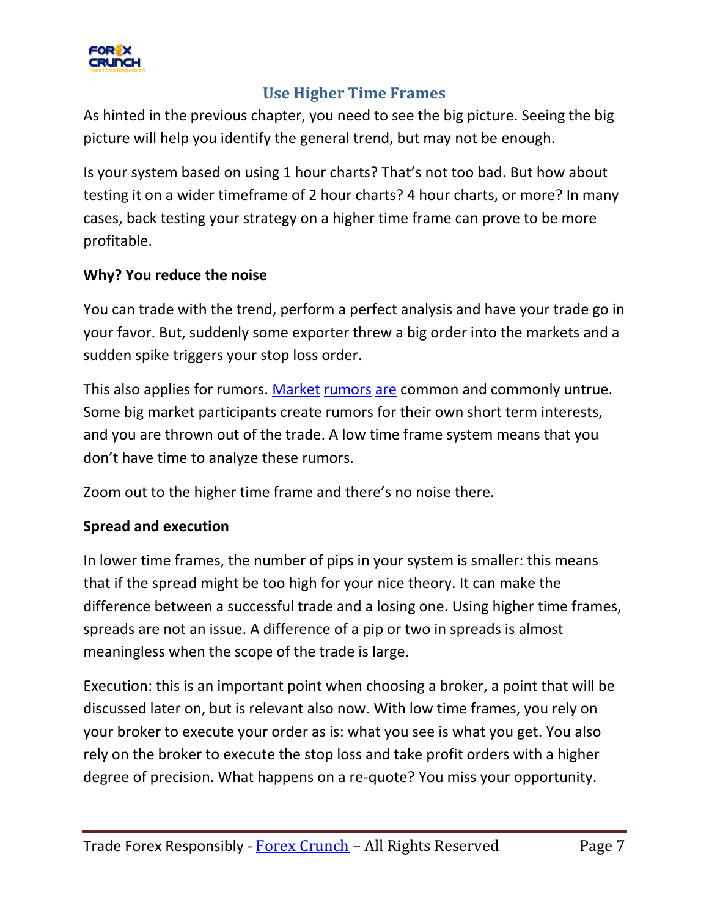## Use Higher Time Frames

As hinted in the previous chapter, you need to see the big picture. Seeing the big picture will help you identify the general trend, but may not be enough.

Is your system based on using 1 hour charts? That's not too bad. But how about testing it on a wider timeframe of 2 hour charts? 4 hour charts, or more? In many cases, back testing your strategy on a higher time frame can prove to be more profitable.

**Why? You reduce the noise**

You can trade with the trend, perform a perfect analysis and have your trade go in your favor. But, suddenly some exporter threw a big order into the markets and a sudden spike triggers your stop loss order.

This also applies for rumors. Market rumors are common and commonly untrue. Some big market participants create rumors for their own short term interests, and you are thrown out of the trade. A low time frame system means that you don't have time to analyze these rumors.

Zoom out to the higher time frame and there's no noise there.

**Spread and execution**

In lower time frames, the number of pips in your system is smaller: this means that if the spread might be too high for your nice theory. It can make the difference between a successful trade and a losing one. Using higher time frames, spreads are not an issue. A difference of a pip or two in spreads is almost meaningless when the scope of the trade is large.

Execution: this is an important point when choosing a broker, a point that will be discussed later on, but is relevant also now. With low time frames, you rely on your broker to execute your order as is: what you see is what you get. You also rely on the broker to execute the stop loss and take profit orders with a higher degree of precision. What happens on a re-quote? You miss your opportunity.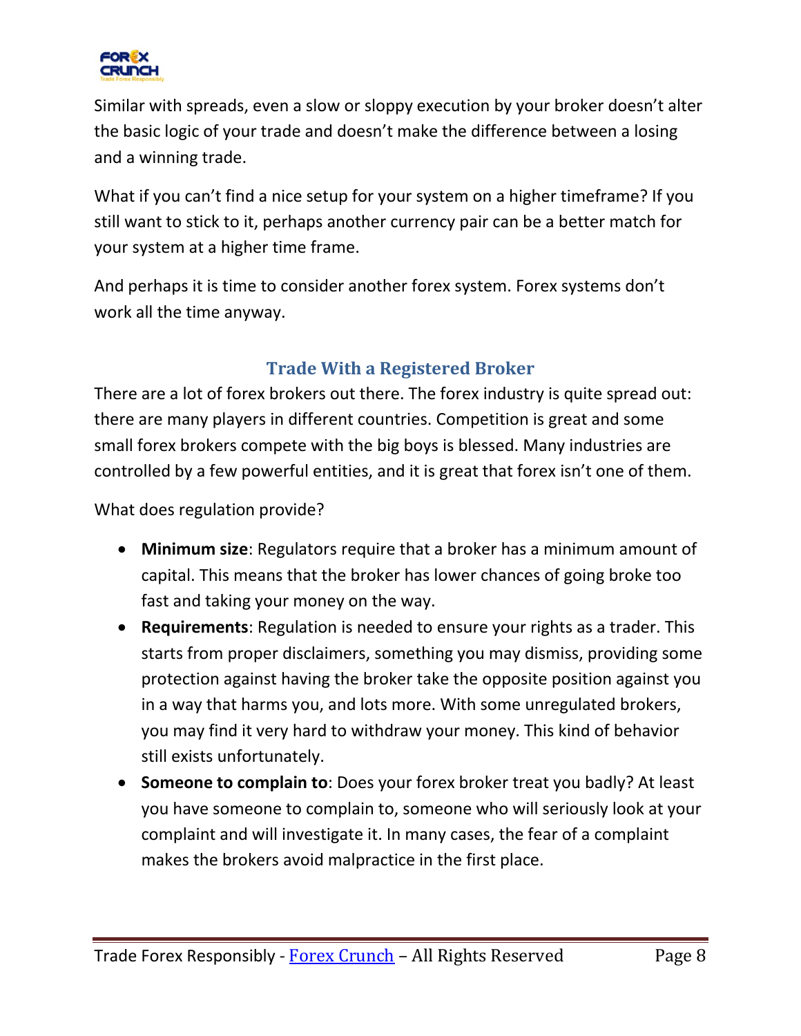Similar with spreads, even a slow or sloppy execution by your broker doesn't alter the basic logic of your trade and doesn't make the difference between a losing and a winning trade.

What if you can't find a nice setup for your system on a higher timeframe? If you still want to stick to it, perhaps another currency pair can be a better match for your system at a higher time frame.

And perhaps it is time to consider another forex system. Forex systems don't work all the time anyway.

## Trade With a Registered Broker

There are a lot of forex brokers out there. The forex industry is quite spread out: there are many players in different countries. Competition is great and some small forex brokers compete with the big boys is blessed. Many industries are controlled by a few powerful entities, and it is great that forex isn't one of them.

What does regulation provide?

- **Minimum size**: Regulators require that a broker has a minimum amount of capital. This means that the broker has lower chances of going broke too fast and taking your money on the way.
- **Requirements**: Regulation is needed to ensure your rights as a trader. This starts from proper disclaimers, something you may dismiss, providing some protection against having the broker take the opposite position against you in a way that harms you, and lots more. With some unregulated brokers, you may find it very hard to withdraw your money. This kind of behavior still exists unfortunately.
- **Someone to complain to**: Does your forex broker treat you badly? At least you have someone to complain to, someone who will seriously look at your complaint and will investigate it. In many cases, the fear of a complaint makes the brokers avoid malpractice in the first place.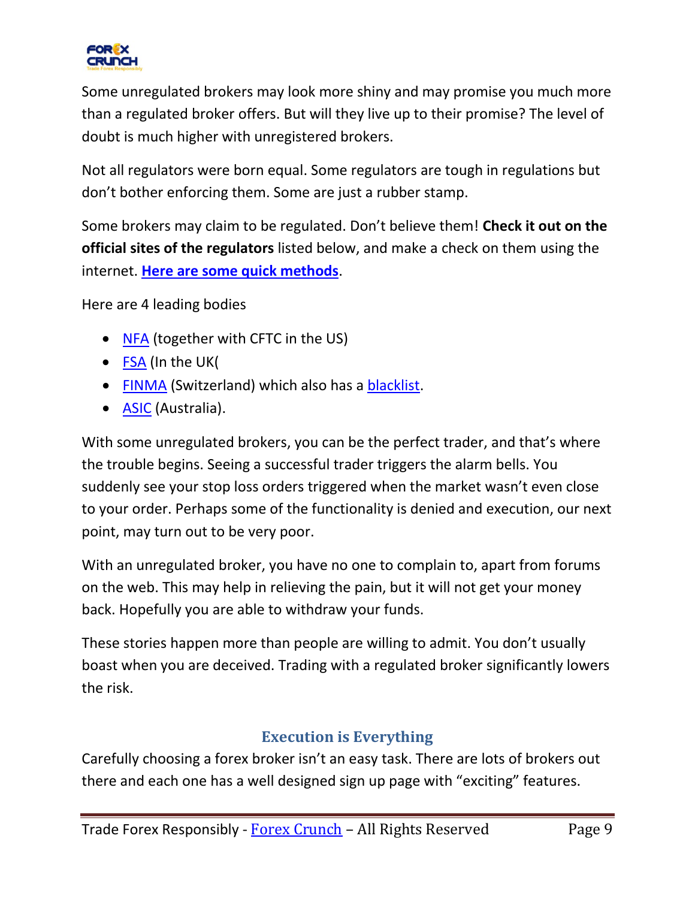Some unregulated brokers may look more shiny and may promise you much more than a regulated broker offers. But will they live up to their promise? The level of doubt is much higher with unregistered brokers.

Not all regulators were born equal. Some regulators are tough in regulations but don't bother enforcing them. Some are just a rubber stamp.

Some brokers may claim to be regulated. Don't believe them! **Check it out on the official sites of the regulators** listed below, and make a check on them using the internet. **Here are some quick methods**.

Here are 4 leading bodies

- NFA (together with CFTC in the US)
- FSA (In the UK(
- FINMA (Switzerland) which also has a blacklist.
- ASIC (Australia).

With some unregulated brokers, you can be the perfect trader, and that's where the trouble begins. Seeing a successful trader triggers the alarm bells. You suddenly see your stop loss orders triggered when the market wasn't even close to your order. Perhaps some of the functionality is denied and execution, our next point, may turn out to be very poor.

With an unregulated broker, you have no one to complain to, apart from forums on the web. This may help in relieving the pain, but it will not get your money back. Hopefully you are able to withdraw your funds.

These stories happen more than people are willing to admit. You don't usually boast when you are deceived. Trading with a regulated broker significantly lowers the risk.

## Execution is Everything

Carefully choosing a forex broker isn't an easy task. There are lots of brokers out there and each one has a well designed sign up page with "exciting" features.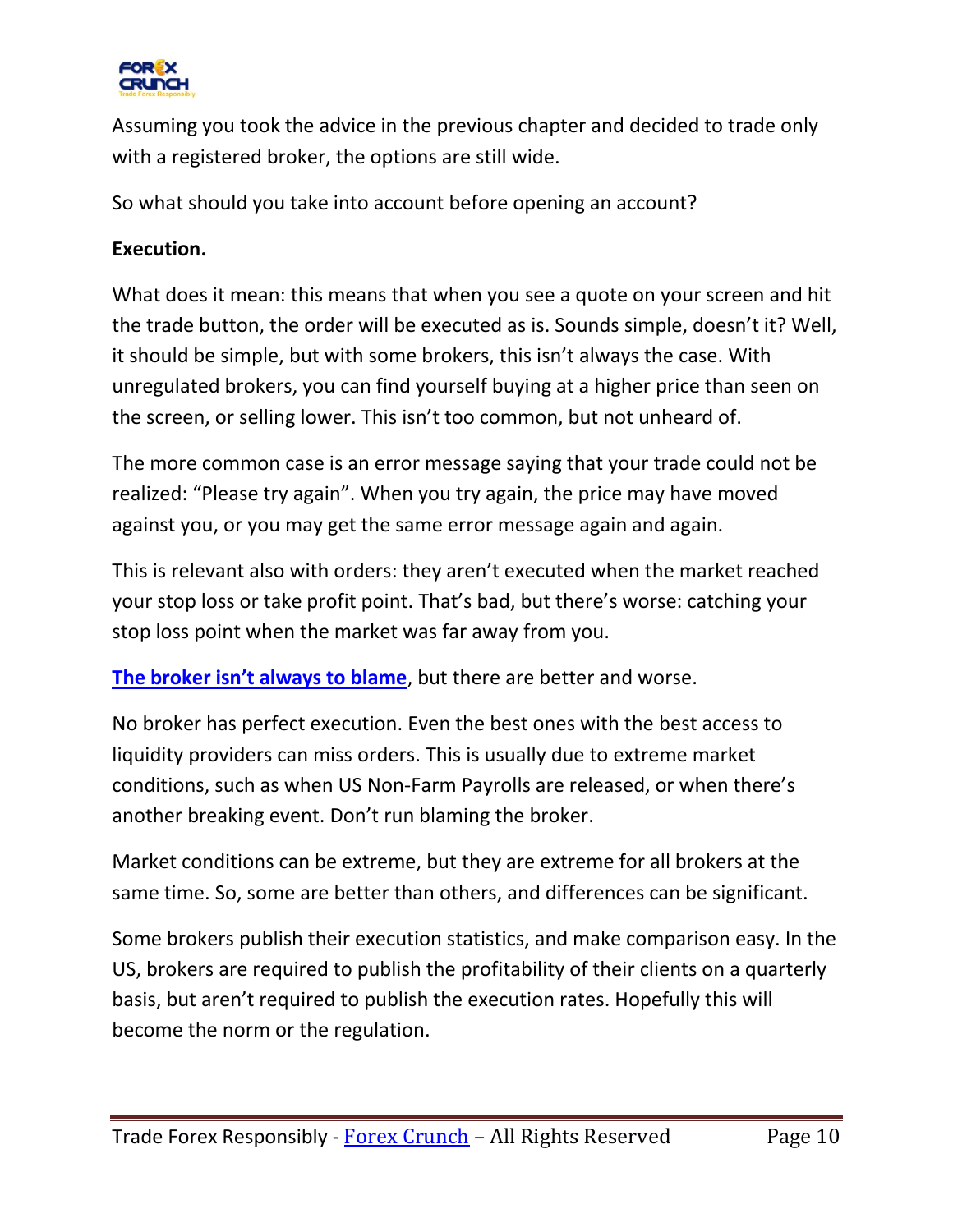Assuming you took the advice in the previous chapter and decided to trade only with a registered broker, the options are still wide.

So what should you take into account before opening an account?

**Execution.**

What does it mean: this means that when you see a quote on your screen and hit the trade button, the order will be executed as is. Sounds simple, doesn't it? Well, it should be simple, but with some brokers, this isn't always the case. With unregulated brokers, you can find yourself buying at a higher price than seen on the screen, or selling lower. This isn't too common, but not unheard of.

The more common case is an error message saying that your trade could not be realized: "Please try again". When you try again, the price may have moved against you, or you may get the same error message again and again.

This is relevant also with orders: they aren't executed when the market reached your stop loss or take profit point. That's bad, but there's worse: catching your stop loss point when the market was far away from you.

**The broker isn't always to blame**, but there are better and worse.

No broker has perfect execution. Even the best ones with the best access to liquidity providers can miss orders. This is usually due to extreme market conditions, such as when US Non-Farm Payrolls are released, or when there's another breaking event. Don't run blaming the broker.

Market conditions can be extreme, but they are extreme for all brokers at the same time. So, some are better than others, and differences can be significant.

Some brokers publish their execution statistics, and make comparison easy. In the US, brokers are required to publish the profitability of their clients on a quarterly basis, but aren't required to publish the execution rates. Hopefully this will become the norm or the regulation.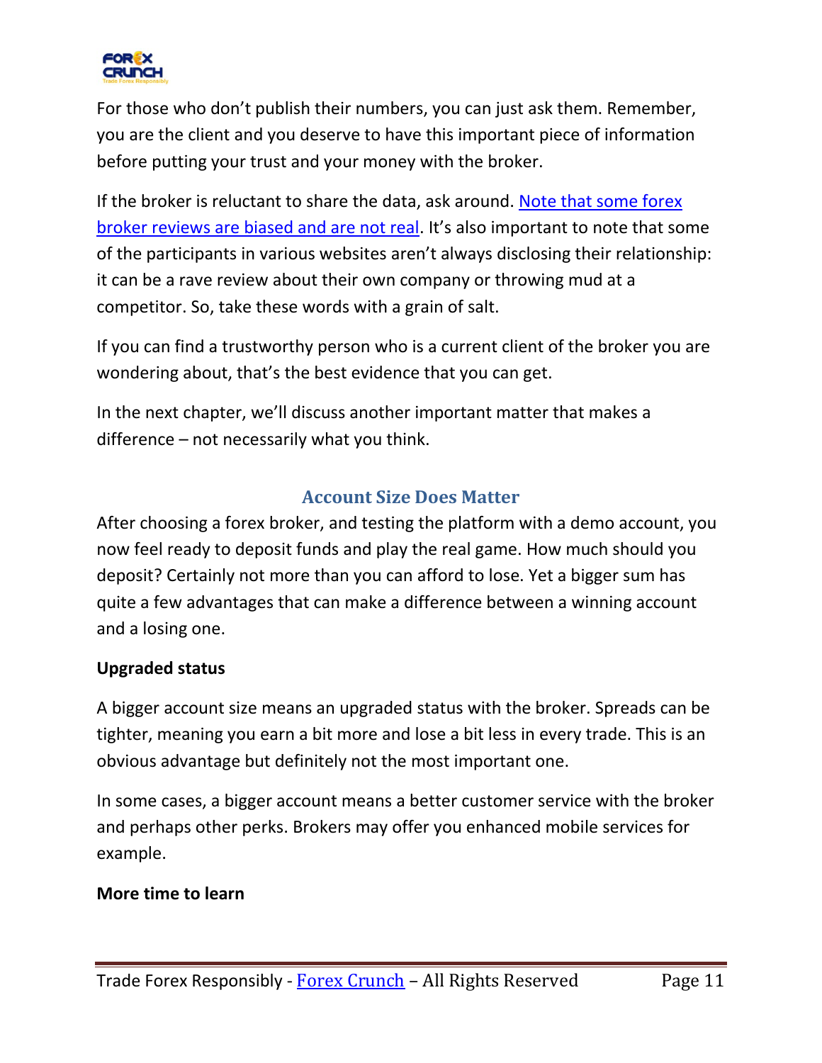For those who don't publish their numbers, you can just ask them. Remember, you are the client and you deserve to have this important piece of information before putting your trust and your money with the broker.

If the broker is reluctant to share the data, ask around. Note that some forex broker reviews are biased and are not real. It's also important to note that some of the participants in various websites aren't always disclosing their relationship: it can be a rave review about their own company or throwing mud at a competitor. So, take these words with a grain of salt.

If you can find a trustworthy person who is a current client of the broker you are wondering about, that's the best evidence that you can get.

In the next chapter, we'll discuss another important matter that makes a difference – not necessarily what you think.

## Account Size Does Matter

After choosing a forex broker, and testing the platform with a demo account, you now feel ready to deposit funds and play the real game. How much should you deposit? Certainly not more than you can afford to lose. Yet a bigger sum has quite a few advantages that can make a difference between a winning account and a losing one.

**Upgraded status**

A bigger account size means an upgraded status with the broker. Spreads can be tighter, meaning you earn a bit more and lose a bit less in every trade. This is an obvious advantage but definitely not the most important one.

In some cases, a bigger account means a better customer service with the broker and perhaps other perks. Brokers may offer you enhanced mobile services for example.

**More time to learn**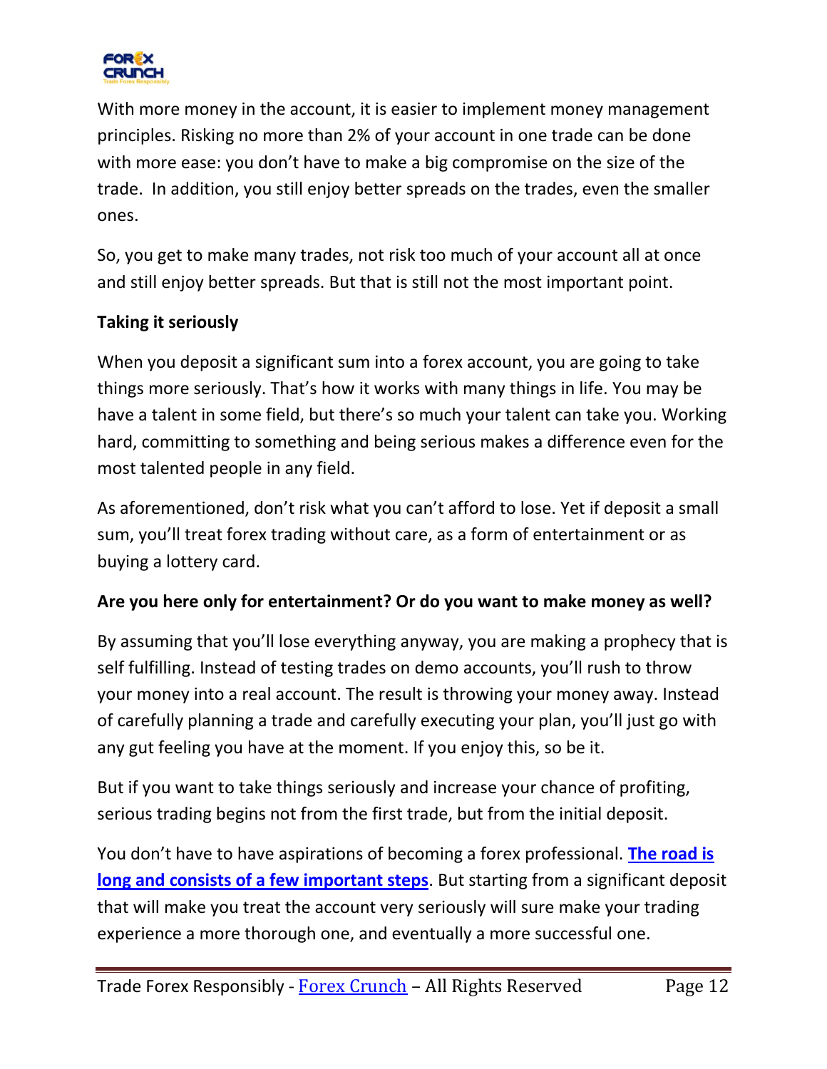With more money in the account, it is easier to implement money management principles. Risking no more than 2% of your account in one trade can be done with more ease: you don't have to make a big compromise on the size of the trade. In addition, you still enjoy better spreads on the trades, even the smaller ones.

So, you get to make many trades, not risk too much of your account all at once and still enjoy better spreads. But that is still not the most important point.

**Taking it seriously**

When you deposit a significant sum into a forex account, you are going to take things more seriously. That's how it works with many things in life. You may be have a talent in some field, but there's so much your talent can take you. Working hard, committing to something and being serious makes a difference even for the most talented people in any field.

As aforementioned, don't risk what you can't afford to lose. Yet if deposit a small sum, you'll treat forex trading without care, as a form of entertainment or as buying a lottery card.

**Are you here only for entertainment? Or do you want to make money as well?**

By assuming that you'll lose everything anyway, you are making a prophecy that is self fulfilling. Instead of testing trades on demo accounts, you'll rush to throw your money into a real account. The result is throwing your money away. Instead of carefully planning a trade and carefully executing your plan, you'll just go with any gut feeling you have at the moment. If you enjoy this, so be it.

But if you want to take things seriously and increase your chance of profiting, serious trading begins not from the first trade, but from the initial deposit.

You don't have to have aspirations of becoming a forex professional. **The road is long and consists of a few important steps**. But starting from a significant deposit that will make you treat the account very seriously will sure make your trading experience a more thorough one, and eventually a more successful one.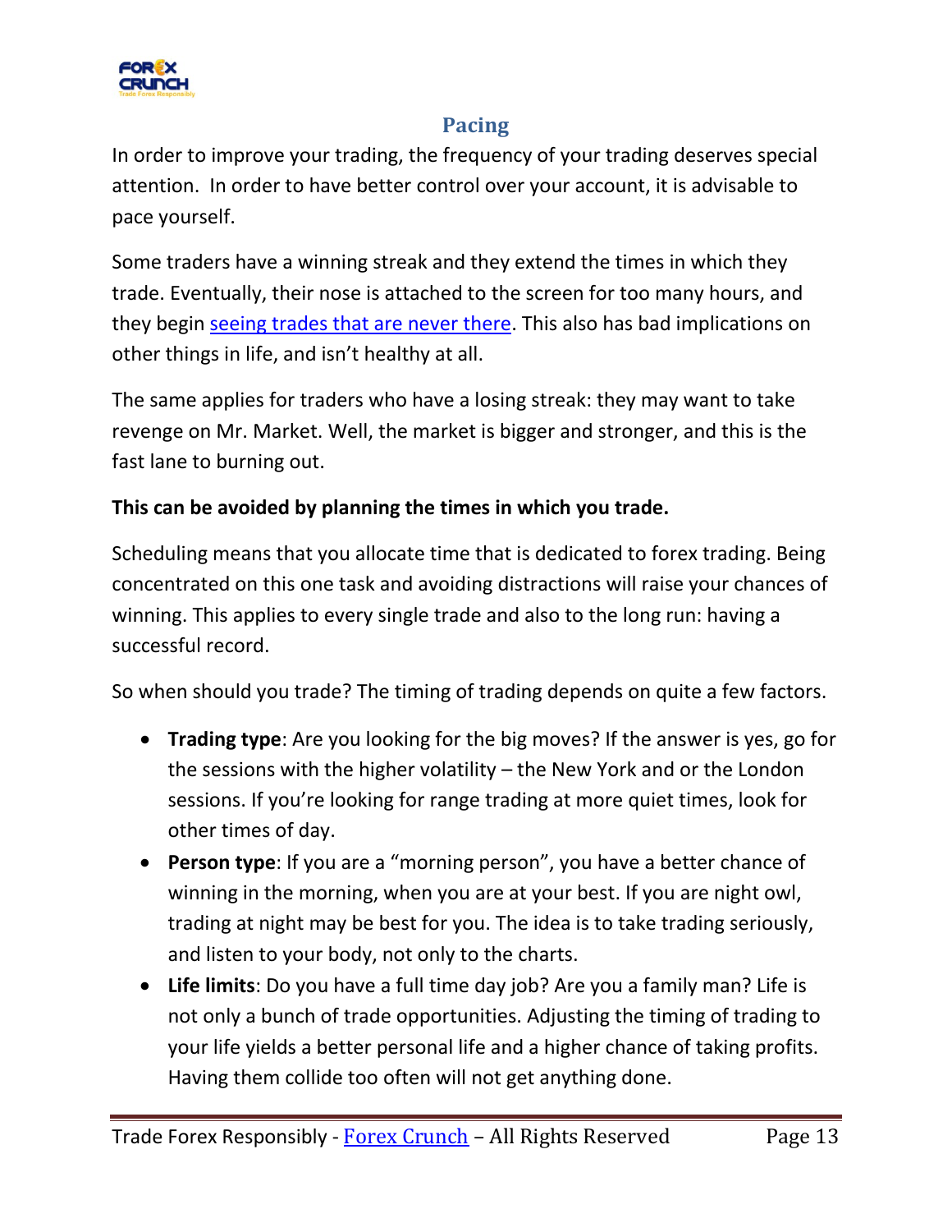## Pacing

In order to improve your trading, the frequency of your trading deserves special attention. In order to have better control over your account, it is advisable to pace yourself.

Some traders have a winning streak and they extend the times in which they trade. Eventually, their nose is attached to the screen for too many hours, and they begin seeing trades that are never there. This also has bad implications on other things in life, and isn't healthy at all.

The same applies for traders who have a losing streak: they may want to take revenge on Mr. Market. Well, the market is bigger and stronger, and this is the fast lane to burning out.

**This can be avoided by planning the times in which you trade.**

Scheduling means that you allocate time that is dedicated to forex trading. Being concentrated on this one task and avoiding distractions will raise your chances of winning. This applies to every single trade and also to the long run: having a successful record.

So when should you trade? The timing of trading depends on quite a few factors.

- **Trading type**: Are you looking for the big moves? If the answer is yes, go for the sessions with the higher volatility – the New York and or the London sessions. If you're looking for range trading at more quiet times, look for other times of day.
- **Person type**: If you are a "morning person", you have a better chance of winning in the morning, when you are at your best. If you are night owl, trading at night may be best for you. The idea is to take trading seriously, and listen to your body, not only to the charts.
- **Life limits**: Do you have a full time day job? Are you a family man? Life is not only a bunch of trade opportunities. Adjusting the timing of trading to your life yields a better personal life and a higher chance of taking profits. Having them collide too often will not get anything done.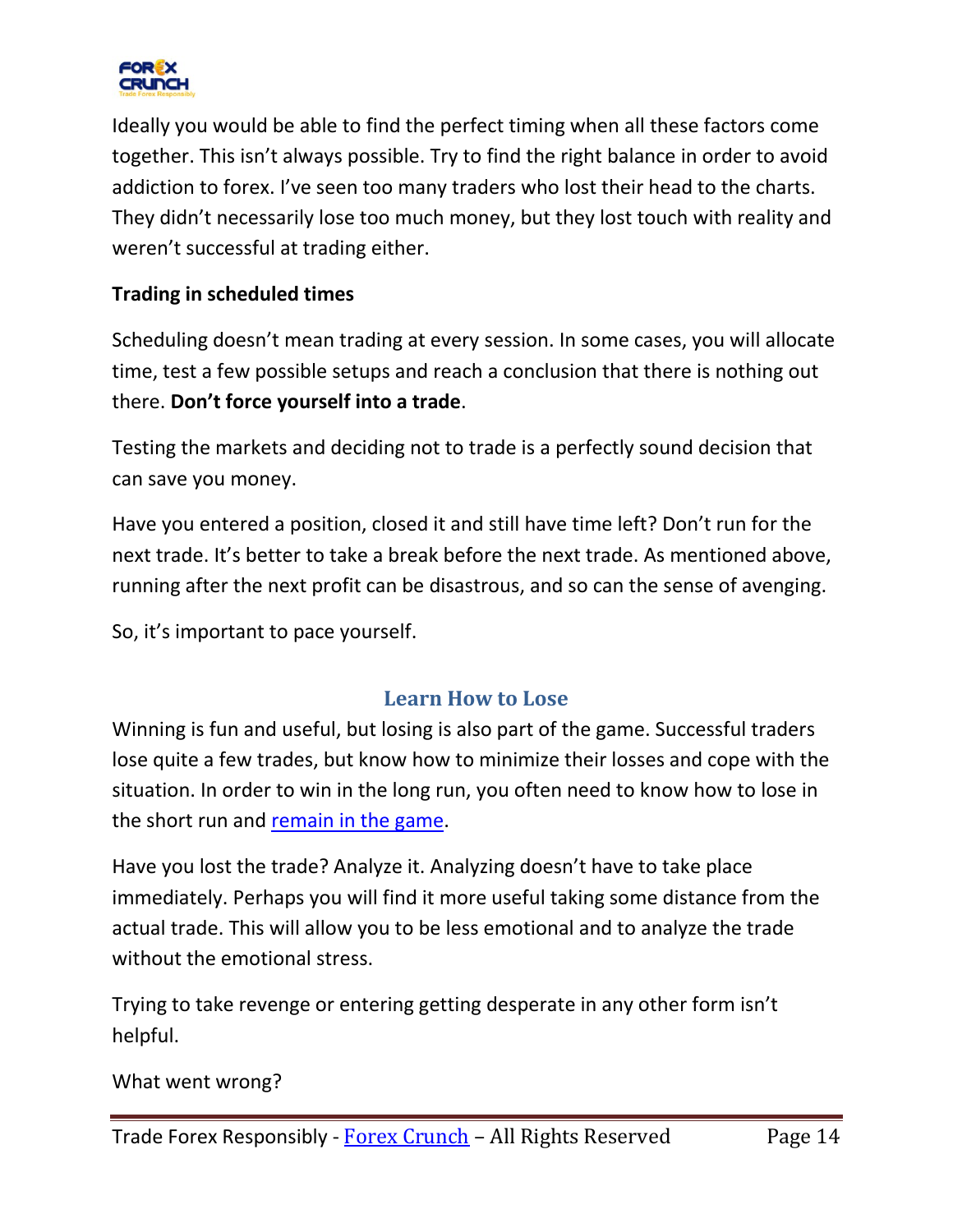Ideally you would be able to find the perfect timing when all these factors come together. This isn't always possible. Try to find the right balance in order to avoid addiction to forex. I've seen too many traders who lost their head to the charts. They didn't necessarily lose too much money, but they lost touch with reality and weren't successful at trading either.

**Trading in scheduled times**

Scheduling doesn't mean trading at every session. In some cases, you will allocate time, test a few possible setups and reach a conclusion that there is nothing out there. **Don't force yourself into a trade**.

Testing the markets and deciding not to trade is a perfectly sound decision that can save you money.

Have you entered a position, closed it and still have time left? Don't run for the next trade. It's better to take a break before the next trade. As mentioned above, running after the next profit can be disastrous, and so can the sense of avenging.

So, it's important to pace yourself.

## Learn How to Lose

Winning is fun and useful, but losing is also part of the game. Successful traders lose quite a few trades, but know how to minimize their losses and cope with the situation. In order to win in the long run, you often need to know how to lose in the short run and remain in the game.

Have you lost the trade? Analyze it. Analyzing doesn't have to take place immediately. Perhaps you will find it more useful taking some distance from the actual trade. This will allow you to be less emotional and to analyze the trade without the emotional stress.

Trying to take revenge or entering getting desperate in any other form isn't helpful.

What went wrong?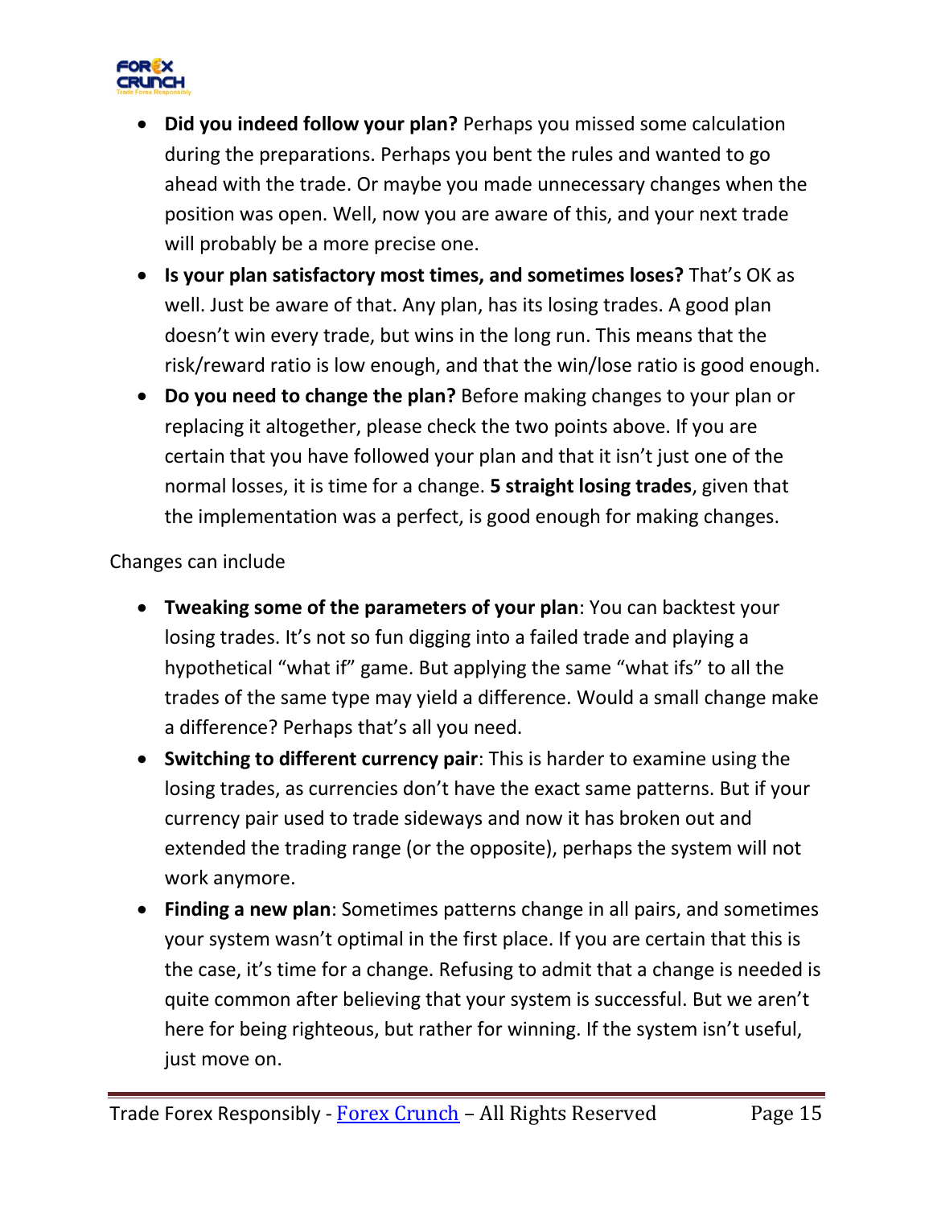- **Did you indeed follow your plan?** Perhaps you missed some calculation during the preparations. Perhaps you bent the rules and wanted to go ahead with the trade. Or maybe you made unnecessary changes when the position was open. Well, now you are aware of this, and your next trade will probably be a more precise one.
- **Is your plan satisfactory most times, and sometimes loses?** That's OK as well. Just be aware of that. Any plan, has its losing trades. A good plan doesn't win every trade, but wins in the long run. This means that the risk/reward ratio is low enough, and that the win/lose ratio is good enough.
- **Do you need to change the plan?** Before making changes to your plan or replacing it altogether, please check the two points above. If you are certain that you have followed your plan and that it isn't just one of the normal losses, it is time for a change. **5 straight losing trades**, given that the implementation was a perfect, is good enough for making changes.

Changes can include

- **Tweaking some of the parameters of your plan**: You can backtest your losing trades. It's not so fun digging into a failed trade and playing a hypothetical "what if" game. But applying the same "what ifs" to all the trades of the same type may yield a difference. Would a small change make a difference? Perhaps that's all you need.
- **Switching to different currency pair**: This is harder to examine using the losing trades, as currencies don't have the exact same patterns. But if your currency pair used to trade sideways and now it has broken out and extended the trading range (or the opposite), perhaps the system will not work anymore.
- **Finding a new plan**: Sometimes patterns change in all pairs, and sometimes your system wasn't optimal in the first place. If you are certain that this is the case, it's time for a change. Refusing to admit that a change is needed is quite common after believing that your system is successful. But we aren't here for being righteous, but rather for winning. If the system isn't useful, just move on.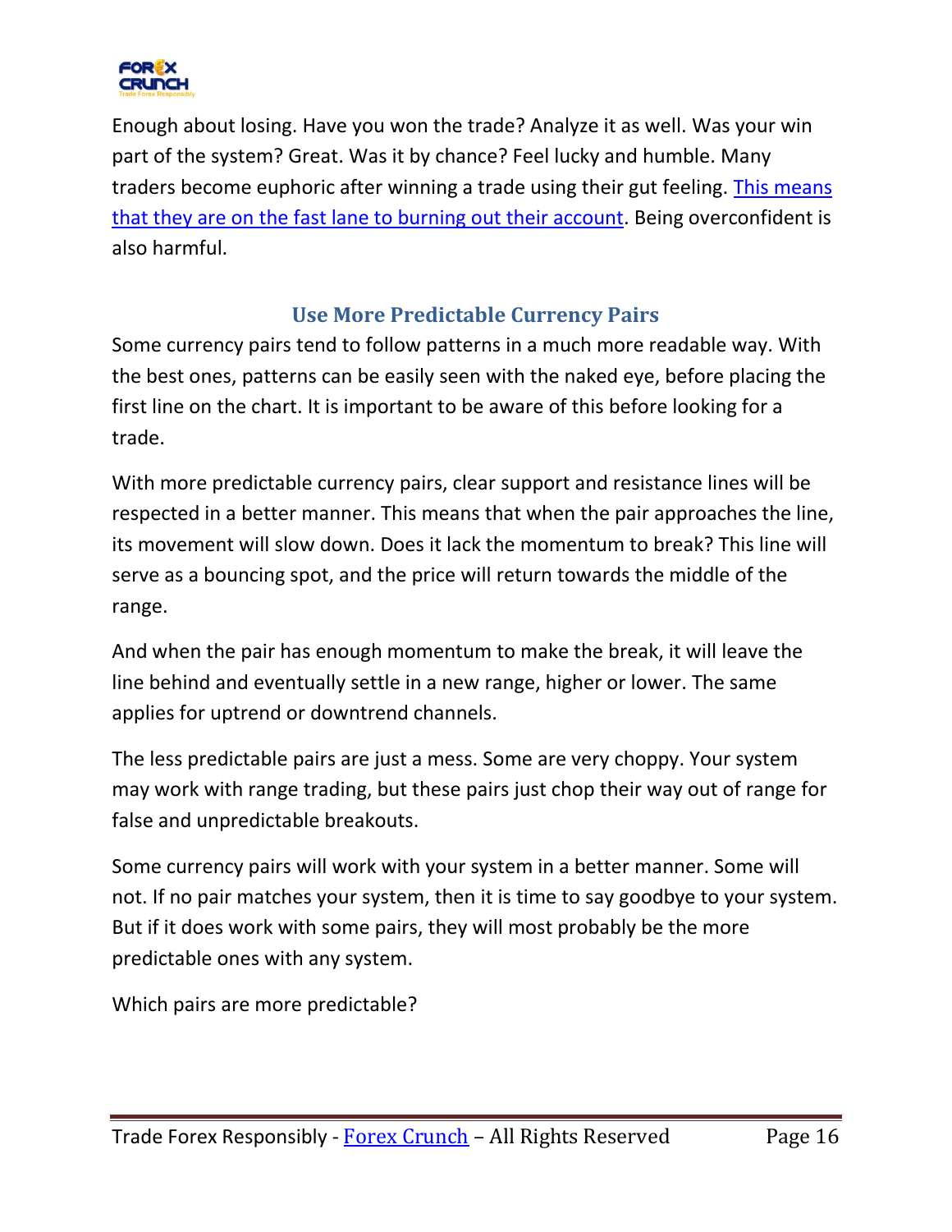Enough about losing. Have you won the trade? Analyze it as well. Was your win part of the system? Great. Was it by chance? Feel lucky and humble. Many traders become euphoric after winning a trade using their gut feeling. [This means that they are on the fast lane to burning out their account](). Being overconfident is also harmful.

## Use More Predictable Currency Pairs

Some currency pairs tend to follow patterns in a much more readable way. With the best ones, patterns can be easily seen with the naked eye, before placing the first line on the chart. It is important to be aware of this before looking for a trade.

With more predictable currency pairs, clear support and resistance lines will be respected in a better manner. This means that when the pair approaches the line, its movement will slow down. Does it lack the momentum to break? This line will serve as a bouncing spot, and the price will return towards the middle of the range.

And when the pair has enough momentum to make the break, it will leave the line behind and eventually settle in a new range, higher or lower. The same applies for uptrend or downtrend channels.

The less predictable pairs are just a mess. Some are very choppy. Your system may work with range trading, but these pairs just chop their way out of range for false and unpredictable breakouts.

Some currency pairs will work with your system in a better manner. Some will not. If no pair matches your system, then it is time to say goodbye to your system. But if it does work with some pairs, they will most probably be the more predictable ones with any system.

Which pairs are more predictable?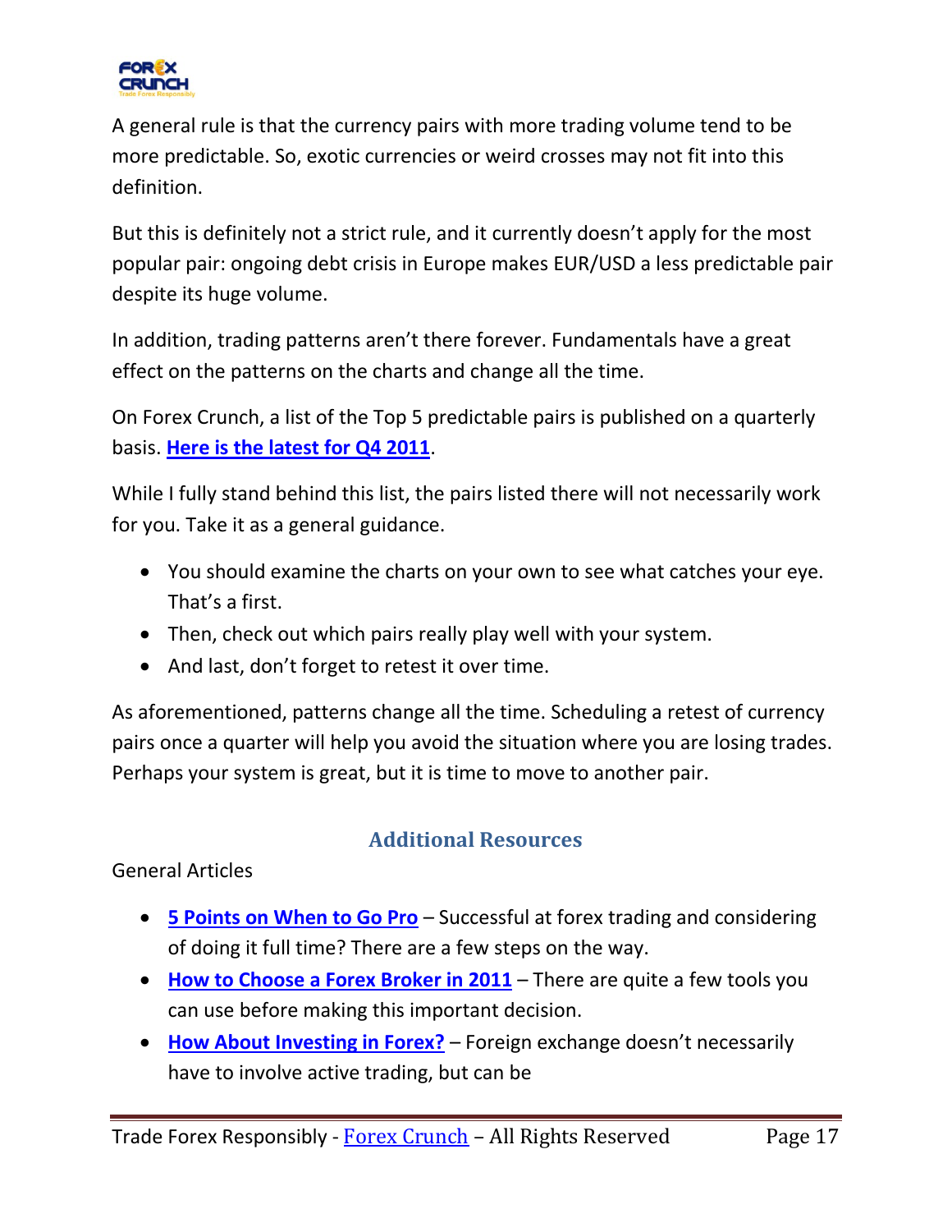A general rule is that the currency pairs with more trading volume tend to be more predictable. So, exotic currencies or weird crosses may not fit into this definition.

But this is definitely not a strict rule, and it currently doesn't apply for the most popular pair: ongoing debt crisis in Europe makes EUR/USD a less predictable pair despite its huge volume.

In addition, trading patterns aren't there forever. Fundamentals have a great effect on the patterns on the charts and change all the time.

On Forex Crunch, a list of the Top 5 predictable pairs is published on a quarterly basis. **Here is the latest for Q4 2011**.

While I fully stand behind this list, the pairs listed there will not necessarily work for you. Take it as a general guidance.

- You should examine the charts on your own to see what catches your eye. That's a first.
- Then, check out which pairs really play well with your system.
- And last, don't forget to retest it over time.

As aforementioned, patterns change all the time. Scheduling a retest of currency pairs once a quarter will help you avoid the situation where you are losing trades. Perhaps your system is great, but it is time to move to another pair.

## Additional Resources

General Articles

- **5 Points on When to Go Pro** – Successful at forex trading and considering of doing it full time? There are a few steps on the way.
- **How to Choose a Forex Broker in 2011** – There are quite a few tools you can use before making this important decision.
- **How About Investing in Forex?** – Foreign exchange doesn't necessarily have to involve active trading, but can be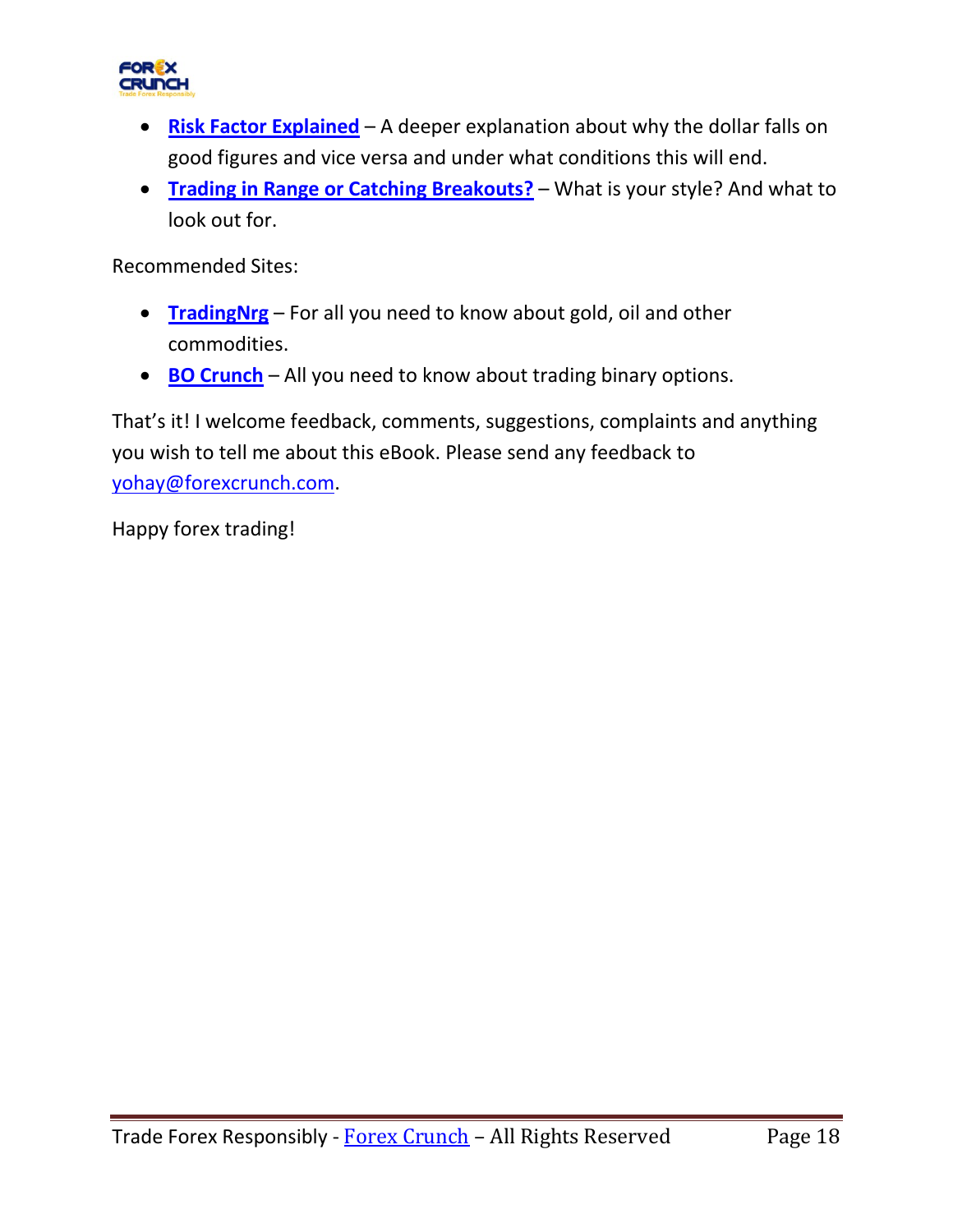- **Risk Factor Explained** – A deeper explanation about why the dollar falls on good figures and vice versa and under what conditions this will end.
- **Trading in Range or Catching Breakouts?** – What is your style? And what to look out for.

Recommended Sites:

- **TradingNrg** – For all you need to know about gold, oil and other commodities.
- **BO Crunch** – All you need to know about trading binary options.

That's it! I welcome feedback, comments, suggestions, complaints and anything you wish to tell me about this eBook. Please send any feedback to yohay@forexcrunch.com.

Happy forex trading!